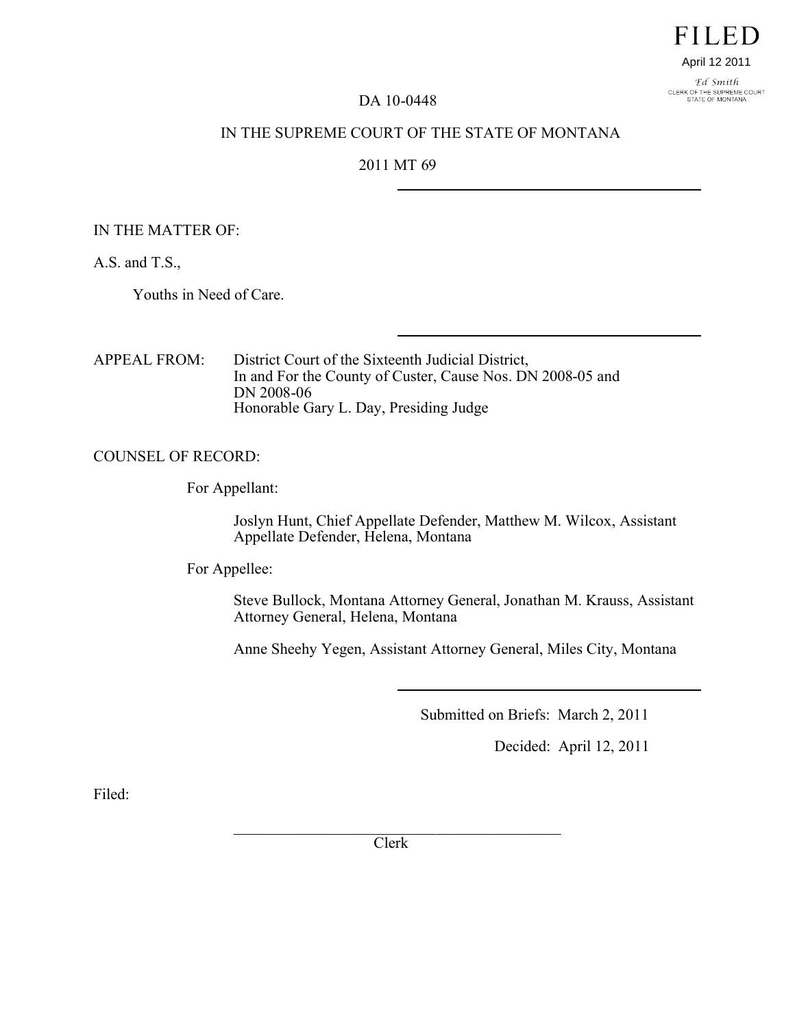FILED

April 12 2011

Ed Smith
CLERK OF THE SUPREME COURT
STATE OF MONTANA

DA 10-0448

IN THE SUPREME COURT OF THE STATE OF MONTANA

2011 MT 69

---

IN THE MATTER OF:

A.S. and T.S.,

Youths in Need of Care.

---

APPEAL FROM: District Court of the Sixteenth Judicial District, In and For the County of Custer, Cause Nos. DN 2008-05 and DN 2008-06
Honorable Gary L. Day, Presiding Judge

COUNSEL OF RECORD:

For Appellant:

Joslyn Hunt, Chief Appellate Defender, Matthew M. Wilcox, Assistant Appellate Defender, Helena, Montana

For Appellee:

Steve Bullock, Montana Attorney General, Jonathan M. Krauss, Assistant Attorney General, Helena, Montana

Anne Sheehy Yegen, Assistant Attorney General, Miles City, Montana

---

Submitted on Briefs: March 2, 2011

Decided: April 12, 2011

Filed:

\_\_\_\_\_\_\_\_\_\_\_\_\_\_\_\_\_\_\_\_\_\_\_\_\_\_\_\_\_\_\_\_\_\_\_\_\_\_\_\_\_\_\_\_
Clerk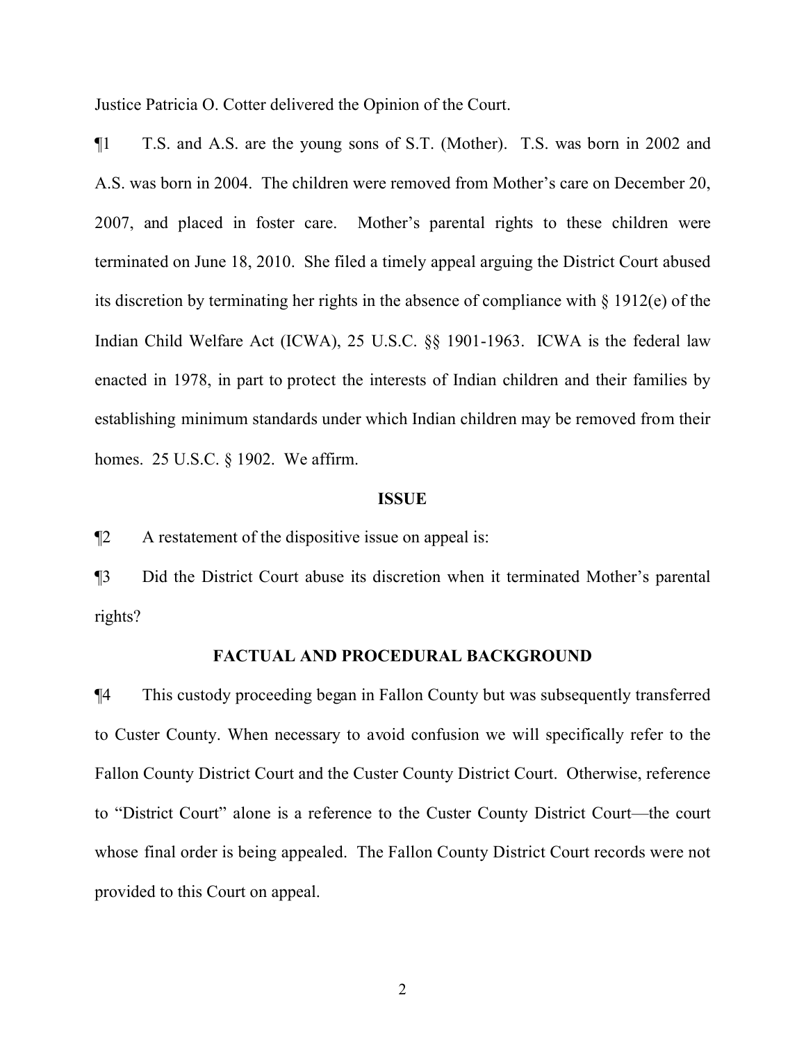Justice Patricia O. Cotter delivered the Opinion of the Court.

¶1 T.S. and A.S. are the young sons of S.T. (Mother). T.S. was born in 2002 and A.S. was born in 2004. The children were removed from Mother's care on December 20, 2007, and placed in foster care. Mother's parental rights to these children were terminated on June 18, 2010. She filed a timely appeal arguing the District Court abused its discretion by terminating her rights in the absence of compliance with § 1912(e) of the Indian Child Welfare Act (ICWA), 25 U.S.C. §§ 1901-1963. ICWA is the federal law enacted in 1978, in part to protect the interests of Indian children and their families by establishing minimum standards under which Indian children may be removed from their homes. 25 U.S.C. § 1902. We affirm.

## ISSUE

¶2 A restatement of the dispositive issue on appeal is:

¶3 Did the District Court abuse its discretion when it terminated Mother's parental rights?

## FACTUAL AND PROCEDURAL BACKGROUND

¶4 This custody proceeding began in Fallon County but was subsequently transferred to Custer County. When necessary to avoid confusion we will specifically refer to the Fallon County District Court and the Custer County District Court. Otherwise, reference to "District Court" alone is a reference to the Custer County District Court—the court whose final order is being appealed. The Fallon County District Court records were not provided to this Court on appeal.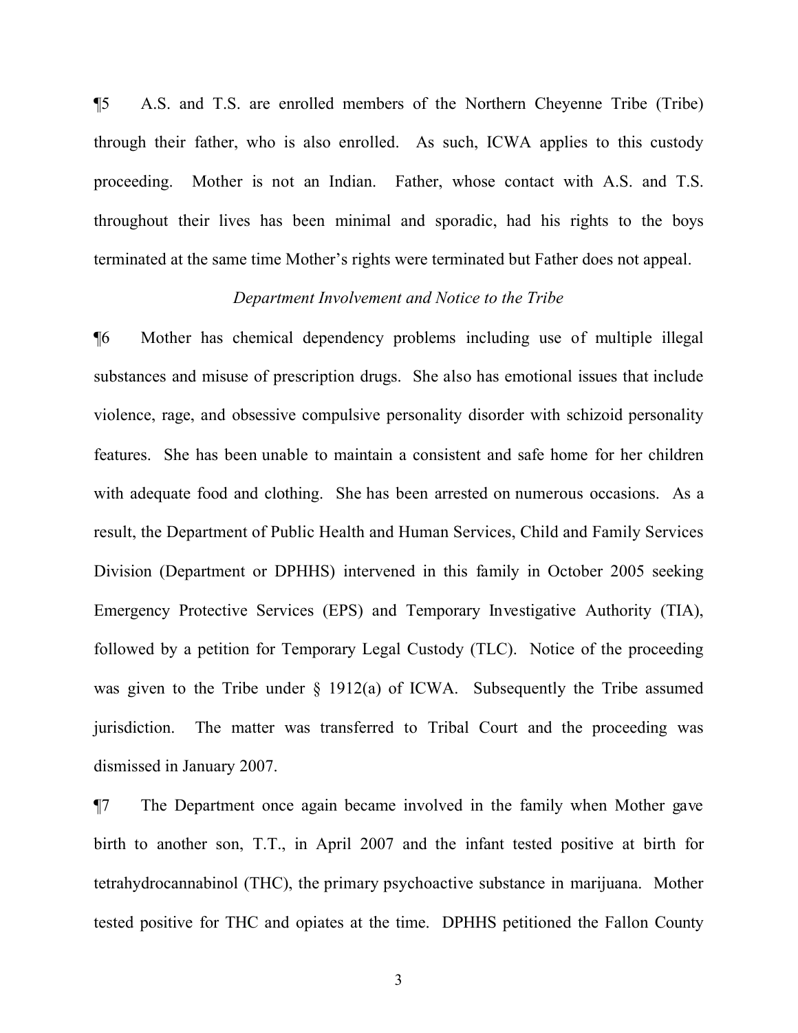¶5 A.S. and T.S. are enrolled members of the Northern Cheyenne Tribe (Tribe) through their father, who is also enrolled. As such, ICWA applies to this custody proceeding. Mother is not an Indian. Father, whose contact with A.S. and T.S. throughout their lives has been minimal and sporadic, had his rights to the boys terminated at the same time Mother's rights were terminated but Father does not appeal.

*Department Involvement and Notice to the Tribe*

¶6 Mother has chemical dependency problems including use of multiple illegal substances and misuse of prescription drugs. She also has emotional issues that include violence, rage, and obsessive compulsive personality disorder with schizoid personality features. She has been unable to maintain a consistent and safe home for her children with adequate food and clothing. She has been arrested on numerous occasions. As a result, the Department of Public Health and Human Services, Child and Family Services Division (Department or DPHHS) intervened in this family in October 2005 seeking Emergency Protective Services (EPS) and Temporary Investigative Authority (TIA), followed by a petition for Temporary Legal Custody (TLC). Notice of the proceeding was given to the Tribe under § 1912(a) of ICWA. Subsequently the Tribe assumed jurisdiction. The matter was transferred to Tribal Court and the proceeding was dismissed in January 2007.

¶7 The Department once again became involved in the family when Mother gave birth to another son, T.T., in April 2007 and the infant tested positive at birth for tetrahydrocannabinol (THC), the primary psychoactive substance in marijuana. Mother tested positive for THC and opiates at the time. DPHHS petitioned the Fallon County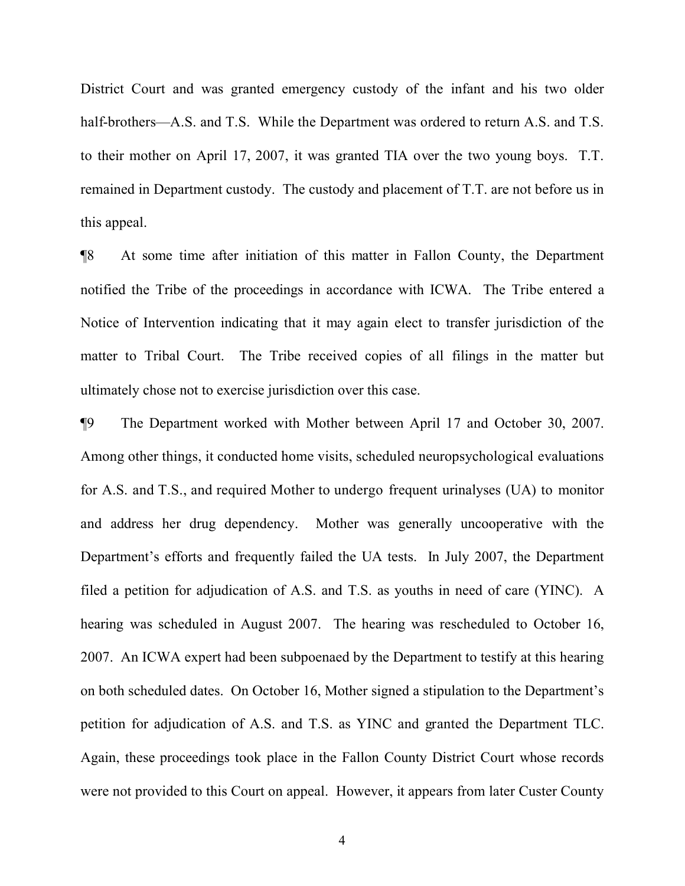District Court and was granted emergency custody of the infant and his two older half-brothers—A.S. and T.S. While the Department was ordered to return A.S. and T.S. to their mother on April 17, 2007, it was granted TIA over the two young boys. T.T. remained in Department custody. The custody and placement of T.T. are not before us in this appeal.

¶8 At some time after initiation of this matter in Fallon County, the Department notified the Tribe of the proceedings in accordance with ICWA. The Tribe entered a Notice of Intervention indicating that it may again elect to transfer jurisdiction of the matter to Tribal Court. The Tribe received copies of all filings in the matter but ultimately chose not to exercise jurisdiction over this case.

¶9 The Department worked with Mother between April 17 and October 30, 2007. Among other things, it conducted home visits, scheduled neuropsychological evaluations for A.S. and T.S., and required Mother to undergo frequent urinalyses (UA) to monitor and address her drug dependency. Mother was generally uncooperative with the Department's efforts and frequently failed the UA tests. In July 2007, the Department filed a petition for adjudication of A.S. and T.S. as youths in need of care (YINC). A hearing was scheduled in August 2007. The hearing was rescheduled to October 16, 2007. An ICWA expert had been subpoenaed by the Department to testify at this hearing on both scheduled dates. On October 16, Mother signed a stipulation to the Department's petition for adjudication of A.S. and T.S. as YINC and granted the Department TLC. Again, these proceedings took place in the Fallon County District Court whose records were not provided to this Court on appeal. However, it appears from later Custer County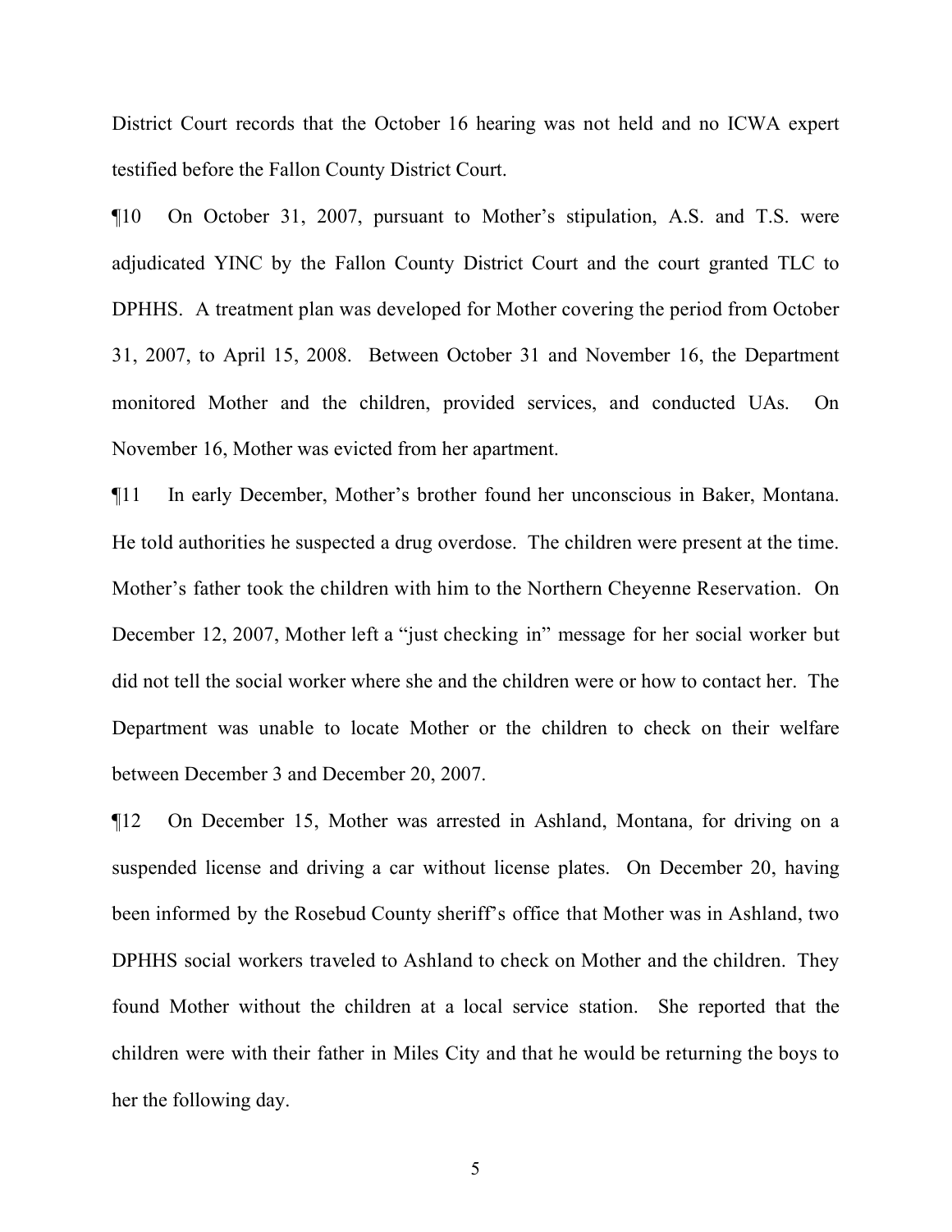District Court records that the October 16 hearing was not held and no ICWA expert testified before the Fallon County District Court.

¶10 On October 31, 2007, pursuant to Mother's stipulation, A.S. and T.S. were adjudicated YINC by the Fallon County District Court and the court granted TLC to DPHHS. A treatment plan was developed for Mother covering the period from October 31, 2007, to April 15, 2008. Between October 31 and November 16, the Department monitored Mother and the children, provided services, and conducted UAs. On November 16, Mother was evicted from her apartment.

¶11 In early December, Mother's brother found her unconscious in Baker, Montana. He told authorities he suspected a drug overdose. The children were present at the time. Mother's father took the children with him to the Northern Cheyenne Reservation. On December 12, 2007, Mother left a "just checking in" message for her social worker but did not tell the social worker where she and the children were or how to contact her. The Department was unable to locate Mother or the children to check on their welfare between December 3 and December 20, 2007.

¶12 On December 15, Mother was arrested in Ashland, Montana, for driving on a suspended license and driving a car without license plates. On December 20, having been informed by the Rosebud County sheriff's office that Mother was in Ashland, two DPHHS social workers traveled to Ashland to check on Mother and the children. They found Mother without the children at a local service station. She reported that the children were with their father in Miles City and that he would be returning the boys to her the following day.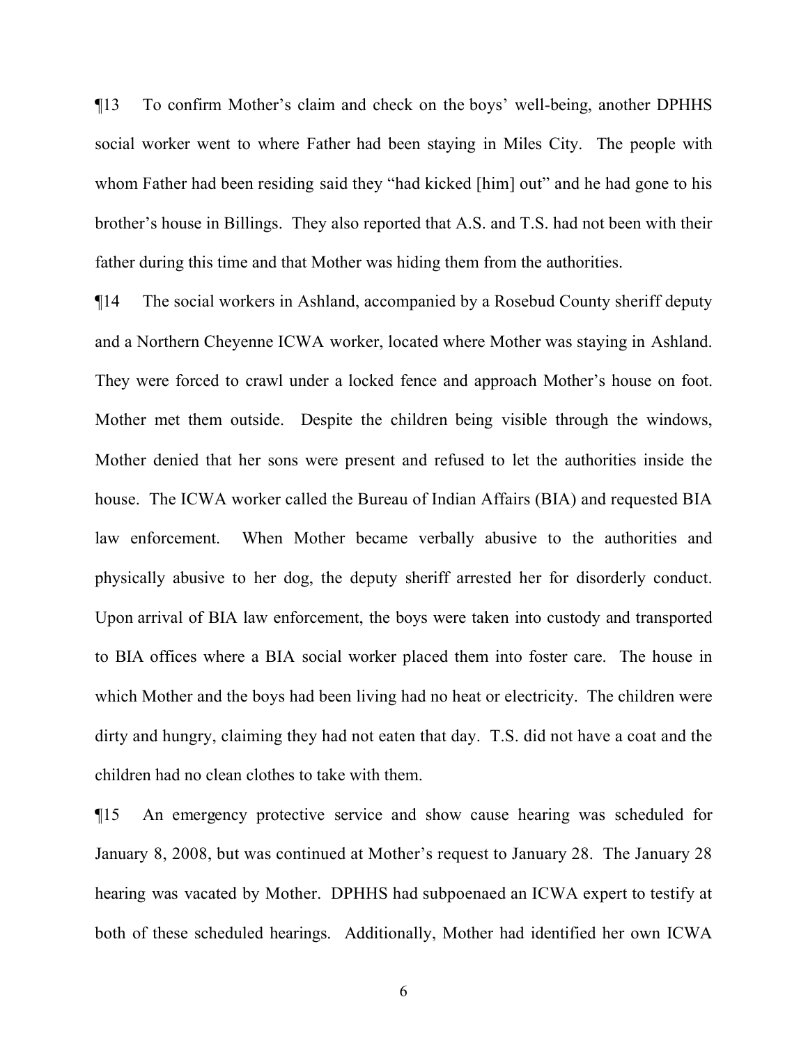¶13 To confirm Mother's claim and check on the boys' well-being, another DPHHS social worker went to where Father had been staying in Miles City. The people with whom Father had been residing said they "had kicked [him] out" and he had gone to his brother's house in Billings. They also reported that A.S. and T.S. had not been with their father during this time and that Mother was hiding them from the authorities.

¶14 The social workers in Ashland, accompanied by a Rosebud County sheriff deputy and a Northern Cheyenne ICWA worker, located where Mother was staying in Ashland. They were forced to crawl under a locked fence and approach Mother's house on foot. Mother met them outside. Despite the children being visible through the windows, Mother denied that her sons were present and refused to let the authorities inside the house. The ICWA worker called the Bureau of Indian Affairs (BIA) and requested BIA law enforcement. When Mother became verbally abusive to the authorities and physically abusive to her dog, the deputy sheriff arrested her for disorderly conduct. Upon arrival of BIA law enforcement, the boys were taken into custody and transported to BIA offices where a BIA social worker placed them into foster care. The house in which Mother and the boys had been living had no heat or electricity. The children were dirty and hungry, claiming they had not eaten that day. T.S. did not have a coat and the children had no clean clothes to take with them.

¶15 An emergency protective service and show cause hearing was scheduled for January 8, 2008, but was continued at Mother's request to January 28. The January 28 hearing was vacated by Mother. DPHHS had subpoenaed an ICWA expert to testify at both of these scheduled hearings. Additionally, Mother had identified her own ICWA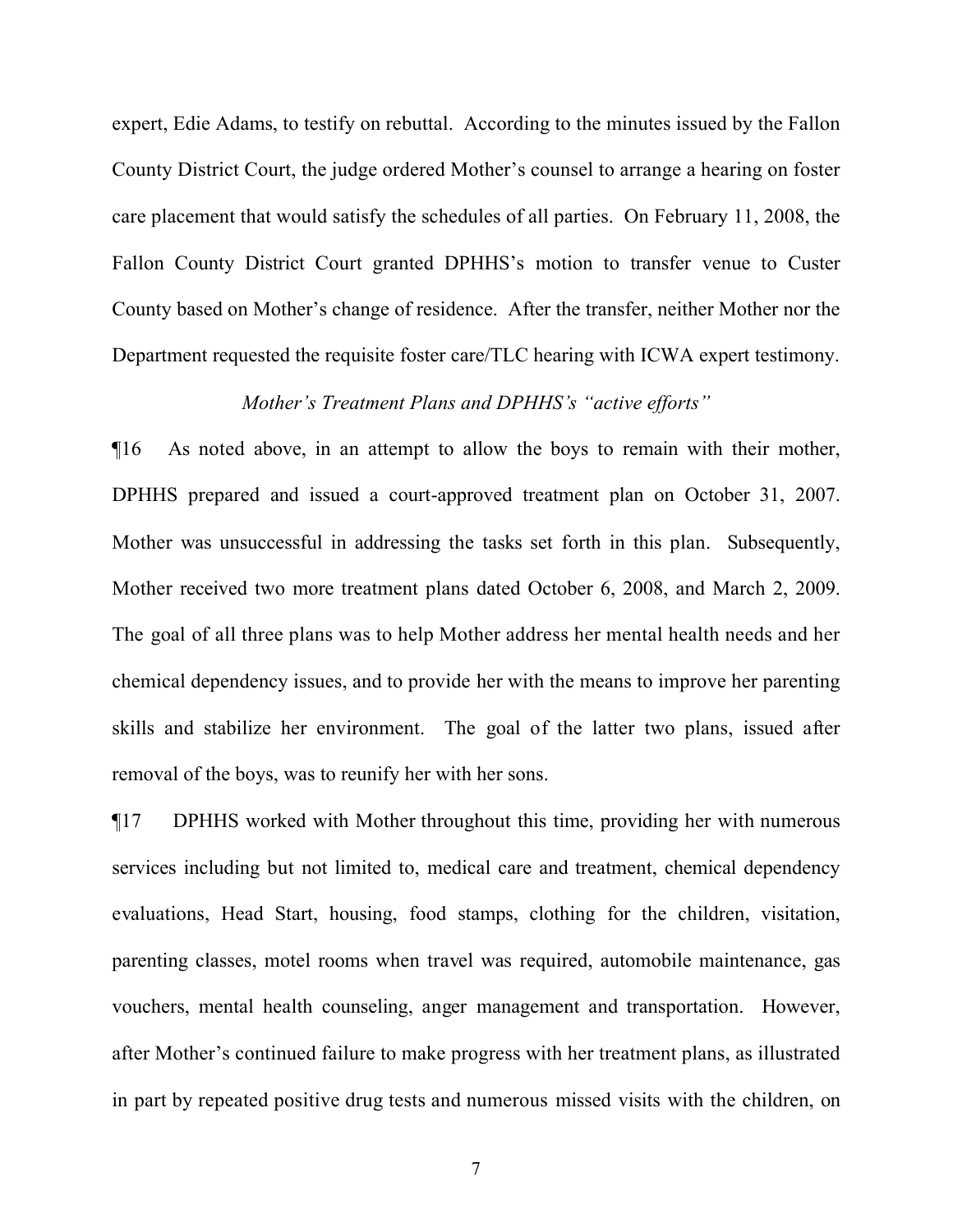expert, Edie Adams, to testify on rebuttal. According to the minutes issued by the Fallon County District Court, the judge ordered Mother's counsel to arrange a hearing on foster care placement that would satisfy the schedules of all parties. On February 11, 2008, the Fallon County District Court granted DPHHS's motion to transfer venue to Custer County based on Mother's change of residence. After the transfer, neither Mother nor the Department requested the requisite foster care/TLC hearing with ICWA expert testimony.

*Mother's Treatment Plans and DPHHS's "active efforts"*

¶16 As noted above, in an attempt to allow the boys to remain with their mother, DPHHS prepared and issued a court-approved treatment plan on October 31, 2007. Mother was unsuccessful in addressing the tasks set forth in this plan. Subsequently, Mother received two more treatment plans dated October 6, 2008, and March 2, 2009. The goal of all three plans was to help Mother address her mental health needs and her chemical dependency issues, and to provide her with the means to improve her parenting skills and stabilize her environment. The goal of the latter two plans, issued after removal of the boys, was to reunify her with her sons.

¶17 DPHHS worked with Mother throughout this time, providing her with numerous services including but not limited to, medical care and treatment, chemical dependency evaluations, Head Start, housing, food stamps, clothing for the children, visitation, parenting classes, motel rooms when travel was required, automobile maintenance, gas vouchers, mental health counseling, anger management and transportation. However, after Mother's continued failure to make progress with her treatment plans, as illustrated in part by repeated positive drug tests and numerous missed visits with the children, on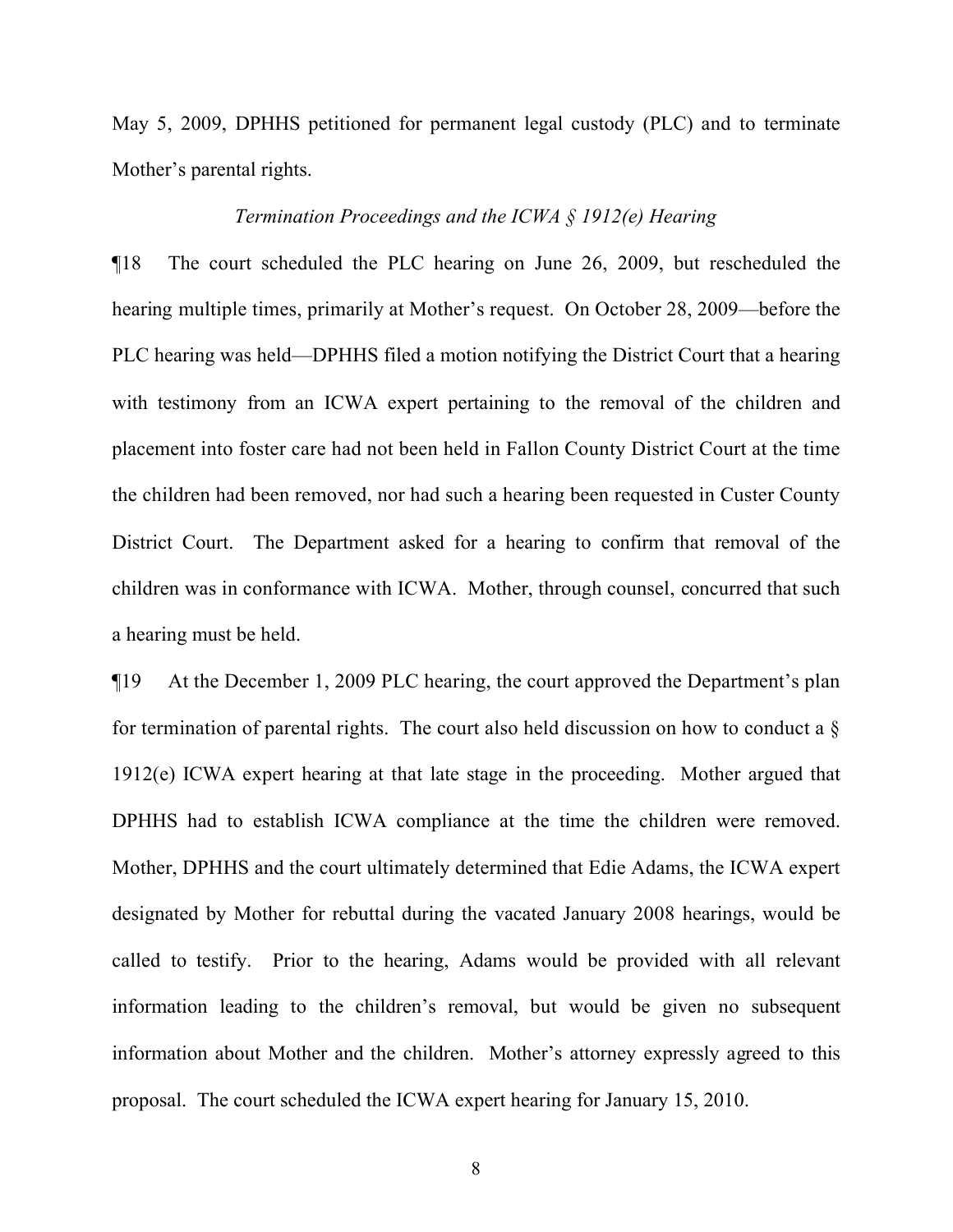May 5, 2009, DPHHS petitioned for permanent legal custody (PLC) and to terminate Mother's parental rights.

*Termination Proceedings and the ICWA § 1912(e) Hearing*

¶18 The court scheduled the PLC hearing on June 26, 2009, but rescheduled the hearing multiple times, primarily at Mother's request. On October 28, 2009—before the PLC hearing was held—DPHHS filed a motion notifying the District Court that a hearing with testimony from an ICWA expert pertaining to the removal of the children and placement into foster care had not been held in Fallon County District Court at the time the children had been removed, nor had such a hearing been requested in Custer County District Court. The Department asked for a hearing to confirm that removal of the children was in conformance with ICWA. Mother, through counsel, concurred that such a hearing must be held.

¶19 At the December 1, 2009 PLC hearing, the court approved the Department's plan for termination of parental rights. The court also held discussion on how to conduct a § 1912(e) ICWA expert hearing at that late stage in the proceeding. Mother argued that DPHHS had to establish ICWA compliance at the time the children were removed. Mother, DPHHS and the court ultimately determined that Edie Adams, the ICWA expert designated by Mother for rebuttal during the vacated January 2008 hearings, would be called to testify. Prior to the hearing, Adams would be provided with all relevant information leading to the children's removal, but would be given no subsequent information about Mother and the children. Mother's attorney expressly agreed to this proposal. The court scheduled the ICWA expert hearing for January 15, 2010.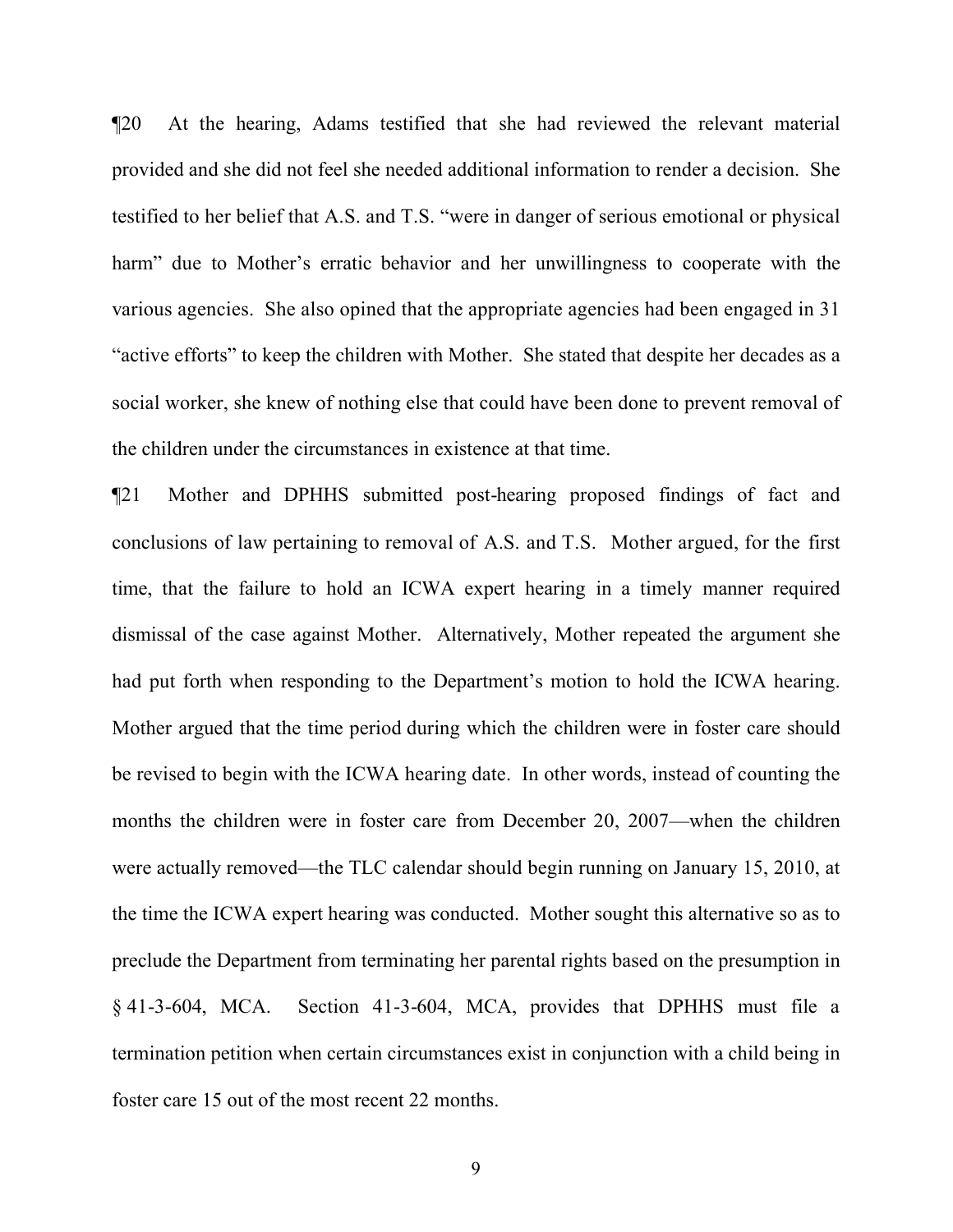¶20 At the hearing, Adams testified that she had reviewed the relevant material provided and she did not feel she needed additional information to render a decision. She testified to her belief that A.S. and T.S. "were in danger of serious emotional or physical harm" due to Mother's erratic behavior and her unwillingness to cooperate with the various agencies. She also opined that the appropriate agencies had been engaged in 31 "active efforts" to keep the children with Mother. She stated that despite her decades as a social worker, she knew of nothing else that could have been done to prevent removal of the children under the circumstances in existence at that time.

¶21 Mother and DPHHS submitted post-hearing proposed findings of fact and conclusions of law pertaining to removal of A.S. and T.S. Mother argued, for the first time, that the failure to hold an ICWA expert hearing in a timely manner required dismissal of the case against Mother. Alternatively, Mother repeated the argument she had put forth when responding to the Department's motion to hold the ICWA hearing. Mother argued that the time period during which the children were in foster care should be revised to begin with the ICWA hearing date. In other words, instead of counting the months the children were in foster care from December 20, 2007—when the children were actually removed—the TLC calendar should begin running on January 15, 2010, at the time the ICWA expert hearing was conducted. Mother sought this alternative so as to preclude the Department from terminating her parental rights based on the presumption in § 41-3-604, MCA. Section 41-3-604, MCA, provides that DPHHS must file a termination petition when certain circumstances exist in conjunction with a child being in foster care 15 out of the most recent 22 months.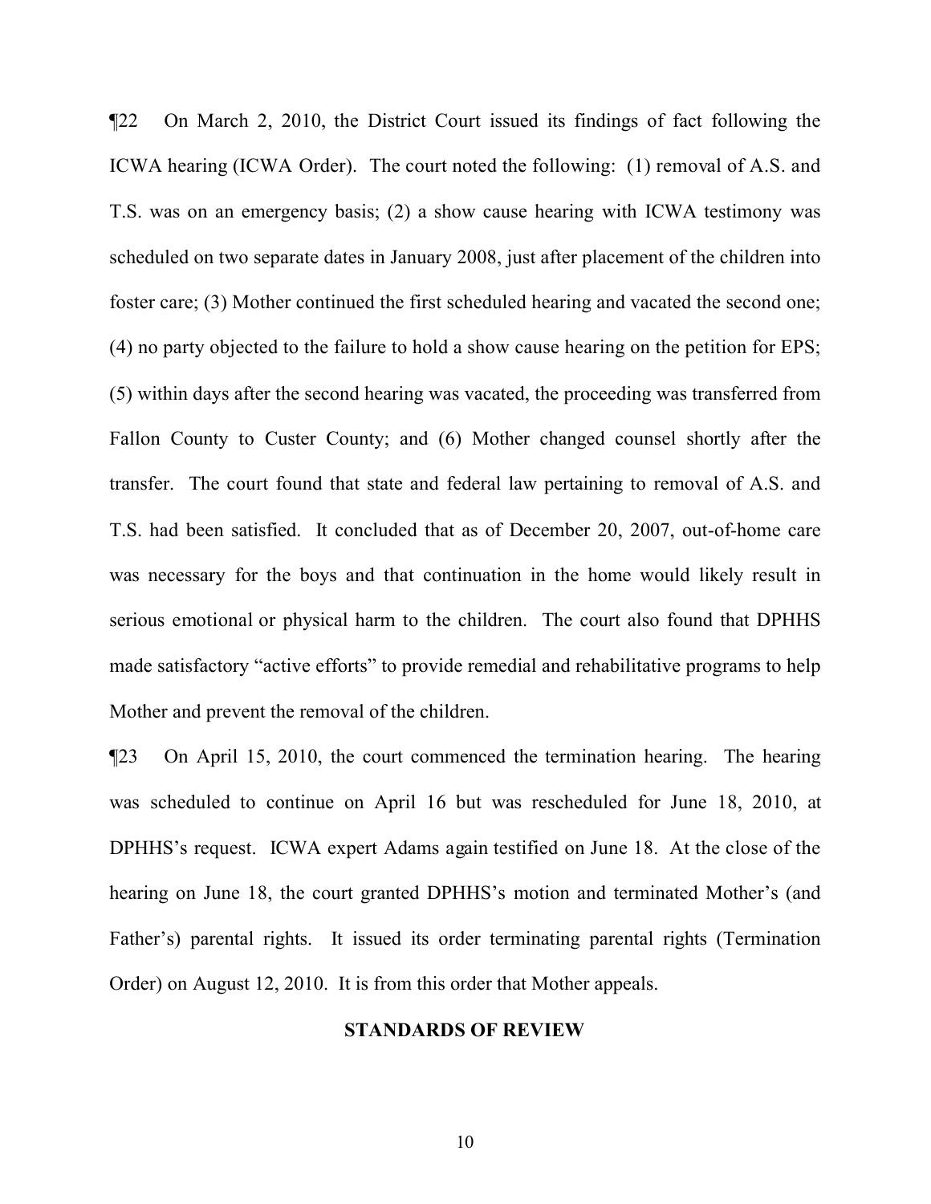¶22 On March 2, 2010, the District Court issued its findings of fact following the ICWA hearing (ICWA Order). The court noted the following: (1) removal of A.S. and T.S. was on an emergency basis; (2) a show cause hearing with ICWA testimony was scheduled on two separate dates in January 2008, just after placement of the children into foster care; (3) Mother continued the first scheduled hearing and vacated the second one; (4) no party objected to the failure to hold a show cause hearing on the petition for EPS; (5) within days after the second hearing was vacated, the proceeding was transferred from Fallon County to Custer County; and (6) Mother changed counsel shortly after the transfer. The court found that state and federal law pertaining to removal of A.S. and T.S. had been satisfied. It concluded that as of December 20, 2007, out-of-home care was necessary for the boys and that continuation in the home would likely result in serious emotional or physical harm to the children. The court also found that DPHHS made satisfactory "active efforts" to provide remedial and rehabilitative programs to help Mother and prevent the removal of the children.

¶23 On April 15, 2010, the court commenced the termination hearing. The hearing was scheduled to continue on April 16 but was rescheduled for June 18, 2010, at DPHHS's request. ICWA expert Adams again testified on June 18. At the close of the hearing on June 18, the court granted DPHHS's motion and terminated Mother's (and Father's) parental rights. It issued its order terminating parental rights (Termination Order) on August 12, 2010. It is from this order that Mother appeals.

## STANDARDS OF REVIEW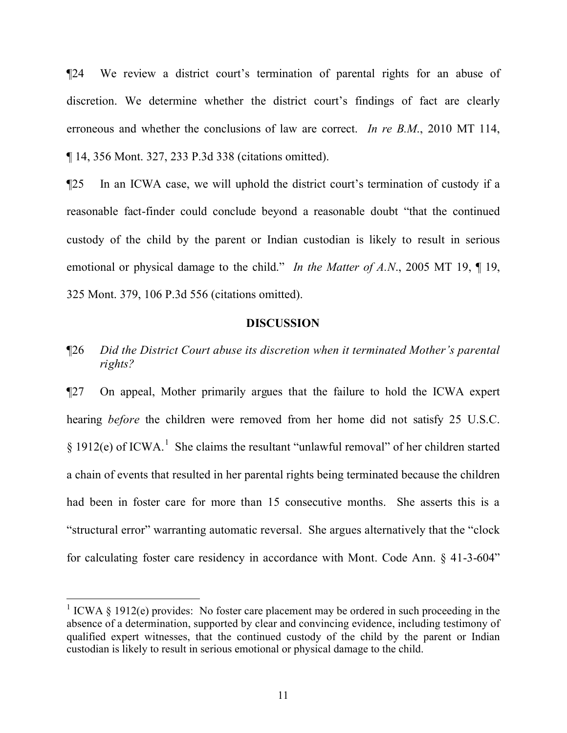¶24 We review a district court's termination of parental rights for an abuse of discretion. We determine whether the district court's findings of fact are clearly erroneous and whether the conclusions of law are correct. *In re B.M.*, 2010 MT 114, ¶ 14, 356 Mont. 327, 233 P.3d 338 (citations omitted).

¶25 In an ICWA case, we will uphold the district court's termination of custody if a reasonable fact-finder could conclude beyond a reasonable doubt "that the continued custody of the child by the parent or Indian custodian is likely to result in serious emotional or physical damage to the child." *In the Matter of A.N.*, 2005 MT 19, ¶ 19, 325 Mont. 379, 106 P.3d 556 (citations omitted).

## DISCUSSION

¶26 *Did the District Court abuse its discretion when it terminated Mother's parental rights?*

¶27 On appeal, Mother primarily argues that the failure to hold the ICWA expert hearing *before* the children were removed from her home did not satisfy 25 U.S.C. § 1912(e) of ICWA.[1] She claims the resultant "unlawful removal" of her children started a chain of events that resulted in her parental rights being terminated because the children had been in foster care for more than 15 consecutive months. She asserts this is a "structural error" warranting automatic reversal. She argues alternatively that the "clock for calculating foster care residency in accordance with Mont. Code Ann. § 41-3-604"

[1] ICWA § 1912(e) provides: No foster care placement may be ordered in such proceeding in the absence of a determination, supported by clear and convincing evidence, including testimony of qualified expert witnesses, that the continued custody of the child by the parent or Indian custodian is likely to result in serious emotional or physical damage to the child.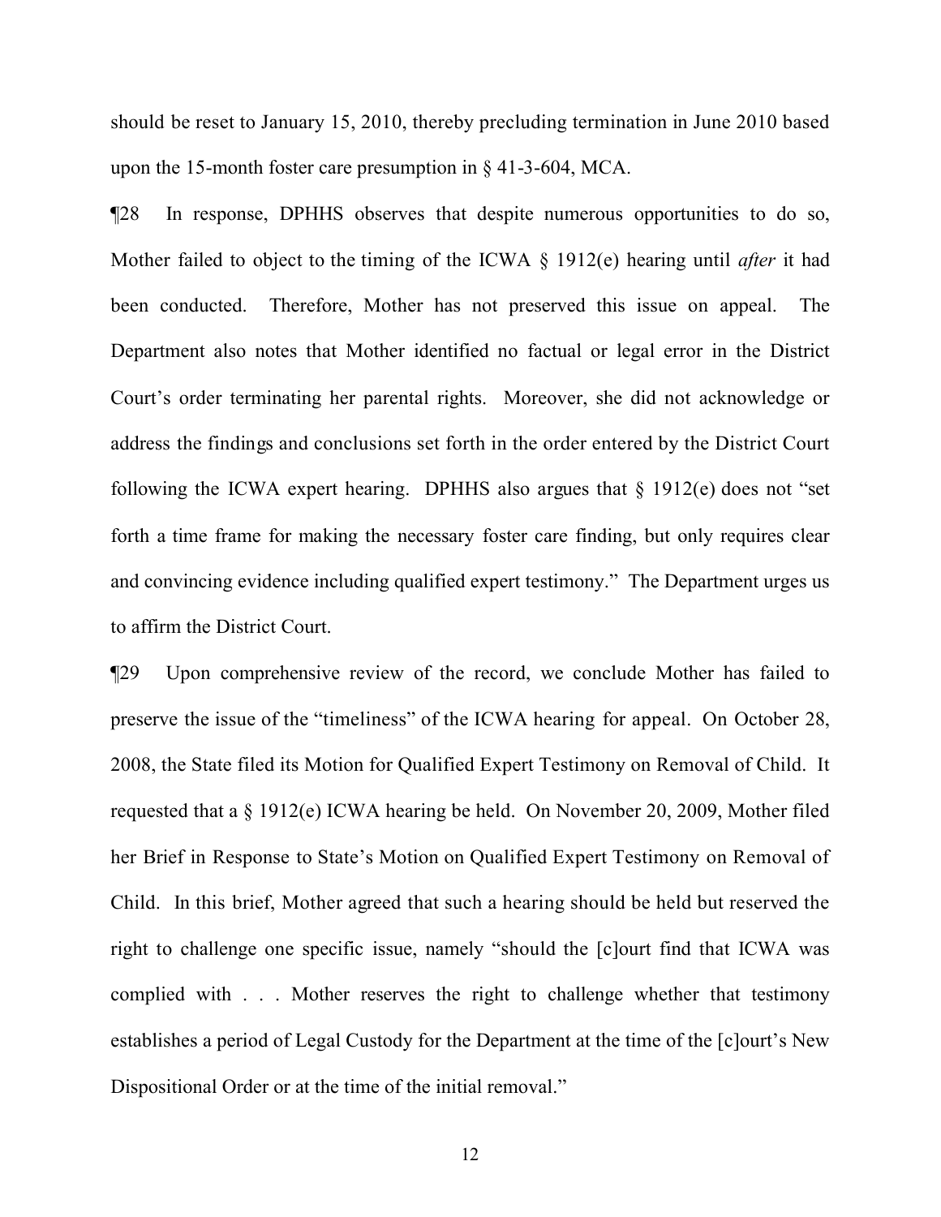should be reset to January 15, 2010, thereby precluding termination in June 2010 based upon the 15-month foster care presumption in § 41-3-604, MCA.

¶28 In response, DPHHS observes that despite numerous opportunities to do so, Mother failed to object to the timing of the ICWA § 1912(e) hearing until *after* it had been conducted. Therefore, Mother has not preserved this issue on appeal. The Department also notes that Mother identified no factual or legal error in the District Court's order terminating her parental rights. Moreover, she did not acknowledge or address the findings and conclusions set forth in the order entered by the District Court following the ICWA expert hearing. DPHHS also argues that § 1912(e) does not "set forth a time frame for making the necessary foster care finding, but only requires clear and convincing evidence including qualified expert testimony." The Department urges us to affirm the District Court.

¶29 Upon comprehensive review of the record, we conclude Mother has failed to preserve the issue of the "timeliness" of the ICWA hearing for appeal. On October 28, 2008, the State filed its Motion for Qualified Expert Testimony on Removal of Child. It requested that a § 1912(e) ICWA hearing be held. On November 20, 2009, Mother filed her Brief in Response to State's Motion on Qualified Expert Testimony on Removal of Child. In this brief, Mother agreed that such a hearing should be held but reserved the right to challenge one specific issue, namely "should the [c]ourt find that ICWA was complied with . . . Mother reserves the right to challenge whether that testimony establishes a period of Legal Custody for the Department at the time of the [c]ourt's New Dispositional Order or at the time of the initial removal."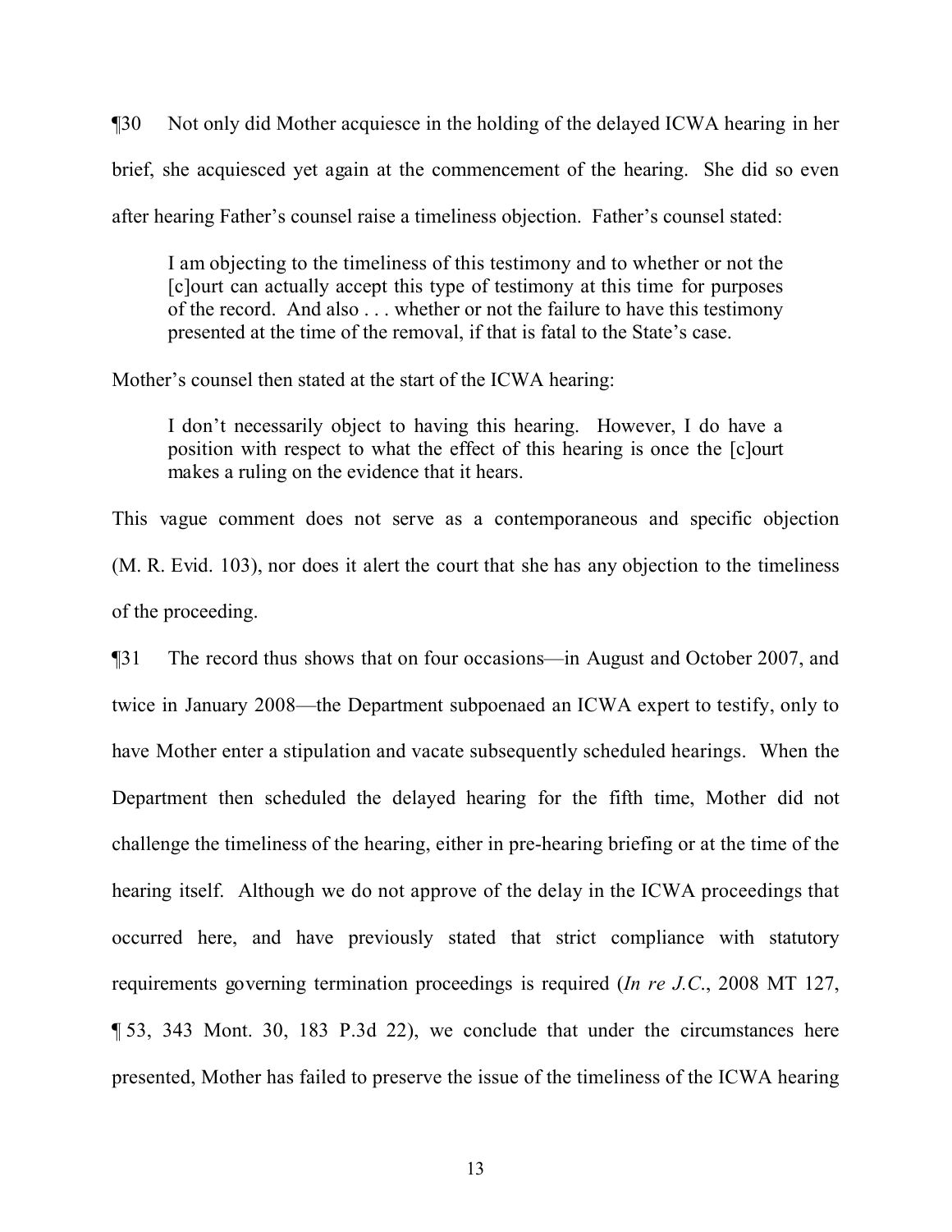¶30 Not only did Mother acquiesce in the holding of the delayed ICWA hearing in her brief, she acquiesced yet again at the commencement of the hearing. She did so even after hearing Father's counsel raise a timeliness objection. Father's counsel stated:

> I am objecting to the timeliness of this testimony and to whether or not the [c]ourt can actually accept this type of testimony at this time for purposes of the record. And also . . . whether or not the failure to have this testimony presented at the time of the removal, if that is fatal to the State's case.

Mother's counsel then stated at the start of the ICWA hearing:

> I don't necessarily object to having this hearing. However, I do have a position with respect to what the effect of this hearing is once the [c]ourt makes a ruling on the evidence that it hears.

This vague comment does not serve as a contemporaneous and specific objection (M. R. Evid. 103), nor does it alert the court that she has any objection to the timeliness of the proceeding.

¶31 The record thus shows that on four occasions—in August and October 2007, and twice in January 2008—the Department subpoenaed an ICWA expert to testify, only to have Mother enter a stipulation and vacate subsequently scheduled hearings. When the Department then scheduled the delayed hearing for the fifth time, Mother did not challenge the timeliness of the hearing, either in pre-hearing briefing or at the time of the hearing itself. Although we do not approve of the delay in the ICWA proceedings that occurred here, and have previously stated that strict compliance with statutory requirements governing termination proceedings is required (*In re J.C.*, 2008 MT 127, ¶ 53, 343 Mont. 30, 183 P.3d 22), we conclude that under the circumstances here presented, Mother has failed to preserve the issue of the timeliness of the ICWA hearing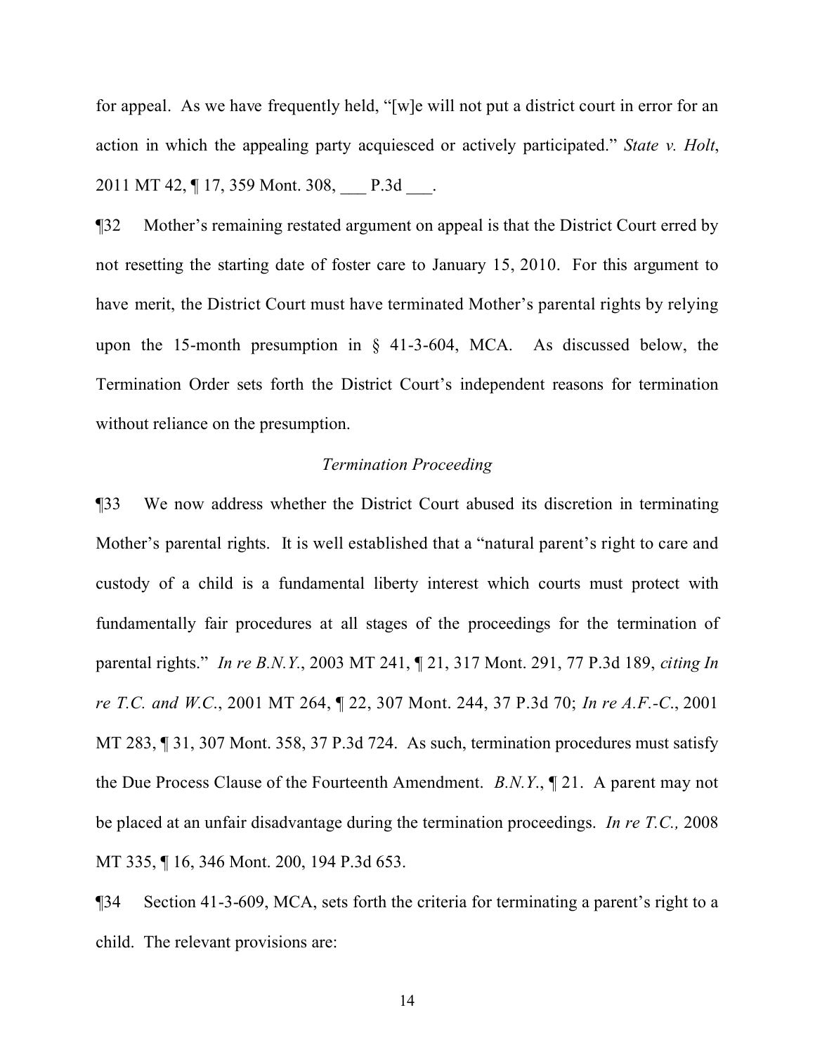for appeal. As we have frequently held, "[w]e will not put a district court in error for an action in which the appealing party acquiesced or actively participated." *State v. Holt*, 2011 MT 42, ¶ 17, 359 Mont. 308, ___ P.3d ___.

¶32 Mother's remaining restated argument on appeal is that the District Court erred by not resetting the starting date of foster care to January 15, 2010. For this argument to have merit, the District Court must have terminated Mother's parental rights by relying upon the 15-month presumption in § 41-3-604, MCA. As discussed below, the Termination Order sets forth the District Court's independent reasons for termination without reliance on the presumption.

*Termination Proceeding*

¶33 We now address whether the District Court abused its discretion in terminating Mother's parental rights. It is well established that a "natural parent's right to care and custody of a child is a fundamental liberty interest which courts must protect with fundamentally fair procedures at all stages of the proceedings for the termination of parental rights." *In re B.N.Y.*, 2003 MT 241, ¶ 21, 317 Mont. 291, 77 P.3d 189, *citing In re T.C. and W.C.*, 2001 MT 264, ¶ 22, 307 Mont. 244, 37 P.3d 70; *In re A.F.-C.*, 2001 MT 283, ¶ 31, 307 Mont. 358, 37 P.3d 724. As such, termination procedures must satisfy the Due Process Clause of the Fourteenth Amendment. *B.N.Y.*, ¶ 21. A parent may not be placed at an unfair disadvantage during the termination proceedings. *In re T.C.,* 2008 MT 335, ¶ 16, 346 Mont. 200, 194 P.3d 653.

¶34 Section 41-3-609, MCA, sets forth the criteria for terminating a parent's right to a child. The relevant provisions are: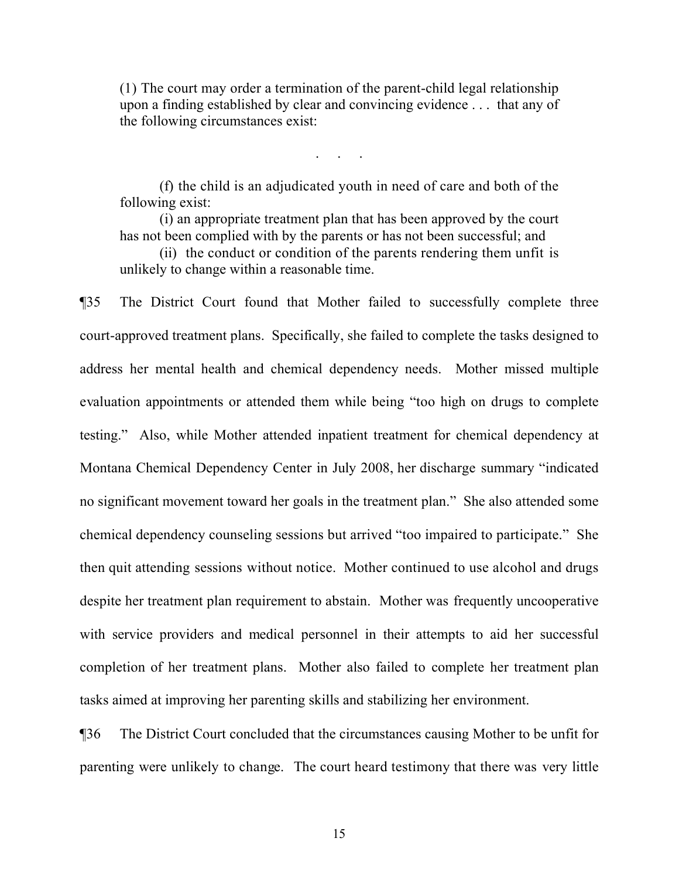> (1) The court may order a termination of the parent-child legal relationship upon a finding established by clear and convincing evidence . . . that any of the following circumstances exist:
>
> . . .
>
> (f) the child is an adjudicated youth in need of care and both of the following exist:
>
> (i) an appropriate treatment plan that has been approved by the court has not been complied with by the parents or has not been successful; and
>
> (ii) the conduct or condition of the parents rendering them unfit is unlikely to change within a reasonable time.

¶35 The District Court found that Mother failed to successfully complete three court-approved treatment plans. Specifically, she failed to complete the tasks designed to address her mental health and chemical dependency needs. Mother missed multiple evaluation appointments or attended them while being "too high on drugs to complete testing." Also, while Mother attended inpatient treatment for chemical dependency at Montana Chemical Dependency Center in July 2008, her discharge summary "indicated no significant movement toward her goals in the treatment plan." She also attended some chemical dependency counseling sessions but arrived "too impaired to participate." She then quit attending sessions without notice. Mother continued to use alcohol and drugs despite her treatment plan requirement to abstain. Mother was frequently uncooperative with service providers and medical personnel in their attempts to aid her successful completion of her treatment plans. Mother also failed to complete her treatment plan tasks aimed at improving her parenting skills and stabilizing her environment.

¶36 The District Court concluded that the circumstances causing Mother to be unfit for parenting were unlikely to change. The court heard testimony that there was very little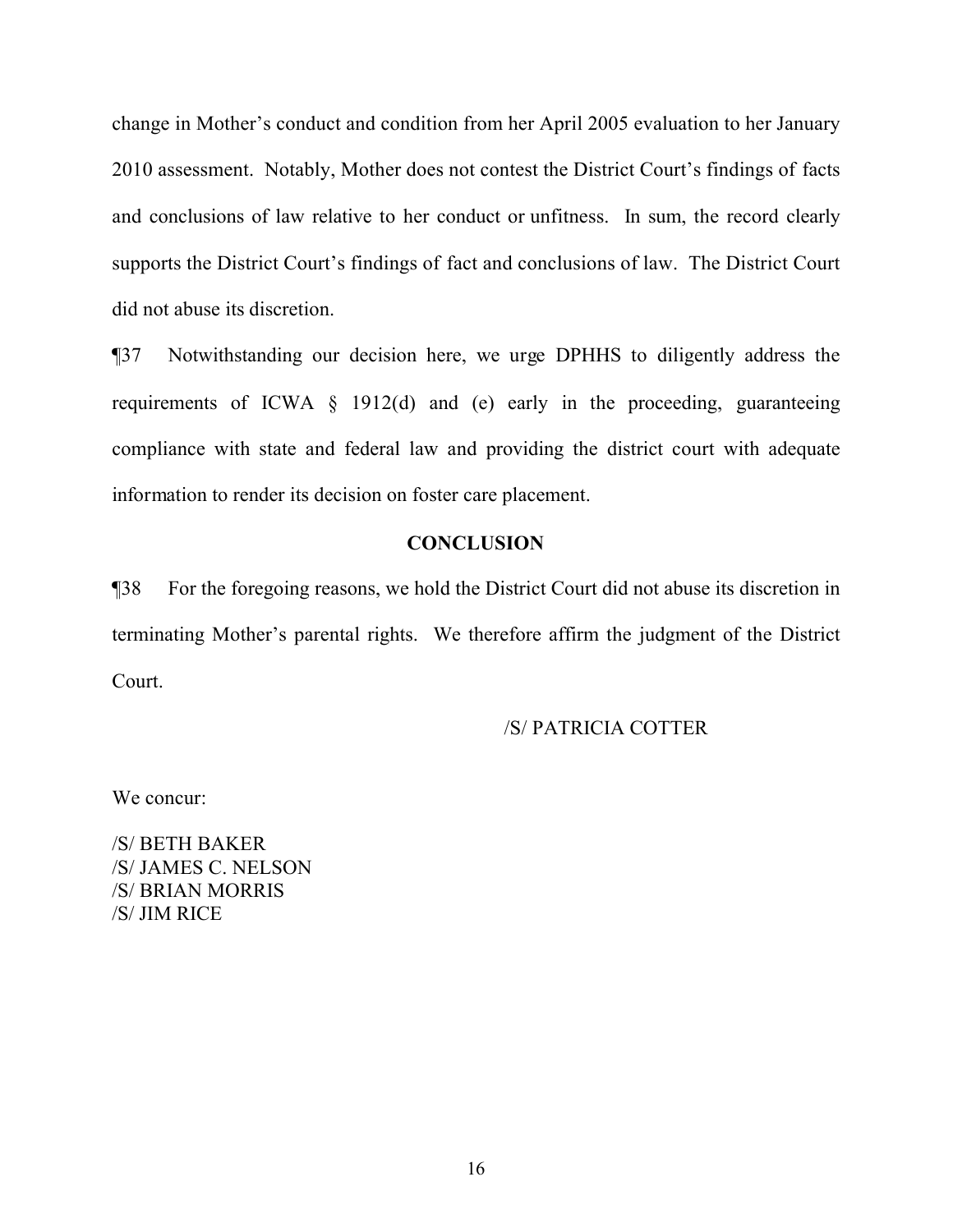change in Mother's conduct and condition from her April 2005 evaluation to her January 2010 assessment. Notably, Mother does not contest the District Court's findings of facts and conclusions of law relative to her conduct or unfitness. In sum, the record clearly supports the District Court's findings of fact and conclusions of law. The District Court did not abuse its discretion.

¶37 Notwithstanding our decision here, we urge DPHHS to diligently address the requirements of ICWA § 1912(d) and (e) early in the proceeding, guaranteeing compliance with state and federal law and providing the district court with adequate information to render its decision on foster care placement.

## CONCLUSION

¶38 For the foregoing reasons, we hold the District Court did not abuse its discretion in terminating Mother's parental rights. We therefore affirm the judgment of the District Court.

/S/ PATRICIA COTTER

We concur:

/S/ BETH BAKER
/S/ JAMES C. NELSON
/S/ BRIAN MORRIS
/S/ JIM RICE